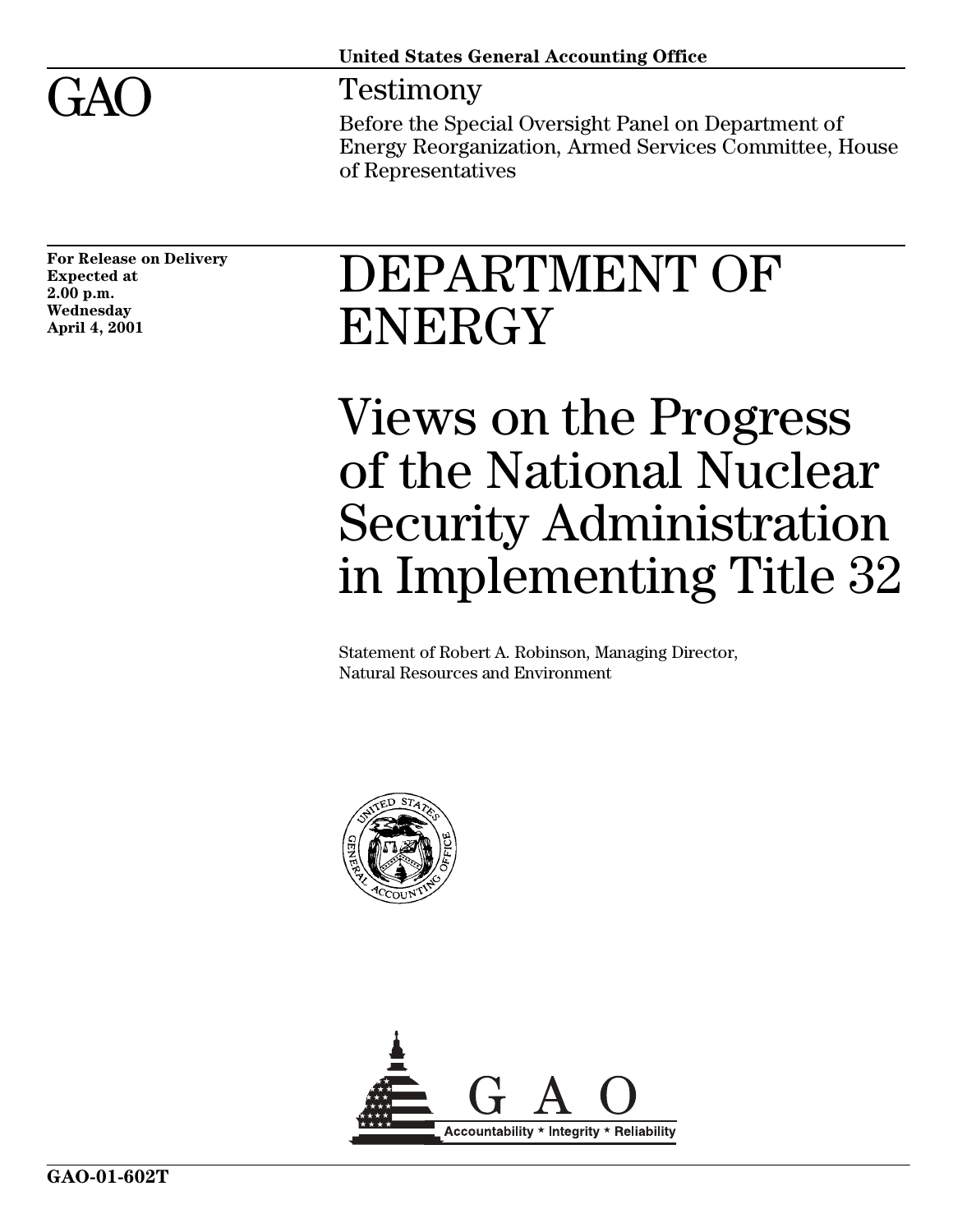United States General Accounting Office

# GAO

## Testimony

Before the Special Oversight Panel on Department of Energy Reorganization, Armed Services Committee, House of Representatives

**For Release on Delivery Expected at 2.00 p.m. Wednesday April 4, 2001**

# DEPARTMENT OF ENERGY

# Views on the Progress of the National Nuclear Security Administration in Implementing Title 32

Statement of Robert A. Robinson, Managing Director, Natural Resources and Environment

GAO

Accountability * Integrity * Reliability

**GAO-01-602T**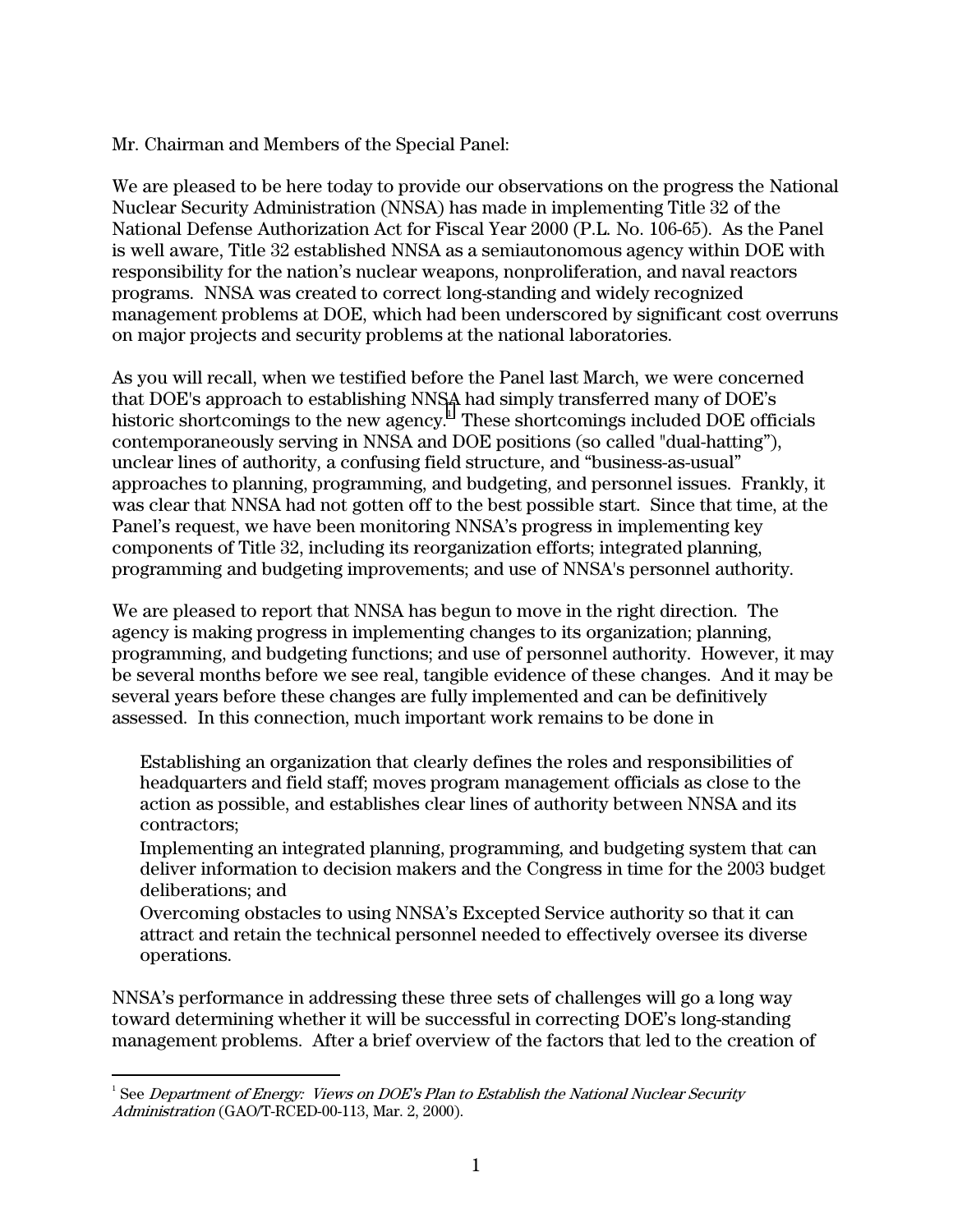Mr. Chairman and Members of the Special Panel:

We are pleased to be here today to provide our observations on the progress the National Nuclear Security Administration (NNSA) has made in implementing Title 32 of the National Defense Authorization Act for Fiscal Year 2000 (P.L. No. 106-65). As the Panel is well aware, Title 32 established NNSA as a semiautonomous agency within DOE with responsibility for the nation's nuclear weapons, nonproliferation, and naval reactors programs. NNSA was created to correct long-standing and widely recognized management problems at DOE, which had been underscored by significant cost overruns on major projects and security problems at the national laboratories.

As you will recall, when we testified before the Panel last March, we were concerned that DOE's approach to establishing NNSA had simply transferred many of DOE's historic shortcomings to the new agency.[1] These shortcomings included DOE officials contemporaneously serving in NNSA and DOE positions (so called "dual-hatting"), unclear lines of authority, a confusing field structure, and "business-as-usual" approaches to planning, programming, and budgeting, and personnel issues. Frankly, it was clear that NNSA had not gotten off to the best possible start. Since that time, at the Panel's request, we have been monitoring NNSA's progress in implementing key components of Title 32, including its reorganization efforts; integrated planning, programming and budgeting improvements; and use of NNSA's personnel authority.

We are pleased to report that NNSA has begun to move in the right direction. The agency is making progress in implementing changes to its organization; planning, programming, and budgeting functions; and use of personnel authority. However, it may be several months before we see real, tangible evidence of these changes. And it may be several years before these changes are fully implemented and can be definitively assessed. In this connection, much important work remains to be done in

- Establishing an organization that clearly defines the roles and responsibilities of headquarters and field staff; moves program management officials as close to the action as possible, and establishes clear lines of authority between NNSA and its contractors;
- Implementing an integrated planning, programming, and budgeting system that can deliver information to decision makers and the Congress in time for the 2003 budget deliberations; and
- Overcoming obstacles to using NNSA's Excepted Service authority so that it can attract and retain the technical personnel needed to effectively oversee its diverse operations.

NNSA's performance in addressing these three sets of challenges will go a long way toward determining whether it will be successful in correcting DOE's long-standing management problems. After a brief overview of the factors that led to the creation of

---

[1] See *Department of Energy: Views on DOE's Plan to Establish the National Nuclear Security Administration* (GAO/T-RCED-00-113, Mar. 2, 2000).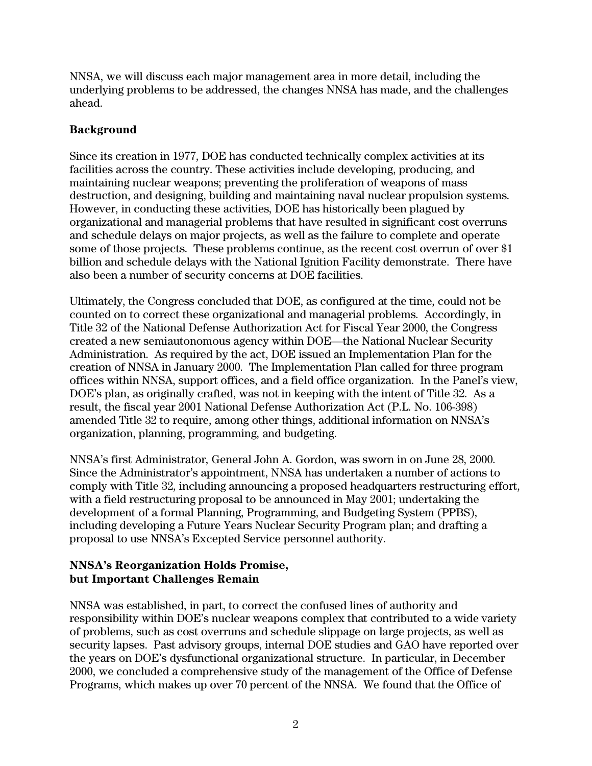NNSA, we will discuss each major management area in more detail, including the underlying problems to be addressed, the changes NNSA has made, and the challenges ahead.

**Background**

Since its creation in 1977, DOE has conducted technically complex activities at its facilities across the country. These activities include developing, producing, and maintaining nuclear weapons; preventing the proliferation of weapons of mass destruction, and designing, building and maintaining naval nuclear propulsion systems. However, in conducting these activities, DOE has historically been plagued by organizational and managerial problems that have resulted in significant cost overruns and schedule delays on major projects, as well as the failure to complete and operate some of those projects. These problems continue, as the recent cost overrun of over $1 billion and schedule delays with the National Ignition Facility demonstrate. There have also been a number of security concerns at DOE facilities.

Ultimately, the Congress concluded that DOE, as configured at the time, could not be counted on to correct these organizational and managerial problems. Accordingly, in Title 32 of the National Defense Authorization Act for Fiscal Year 2000, the Congress created a new semiautonomous agency within DOE—the National Nuclear Security Administration. As required by the act, DOE issued an Implementation Plan for the creation of NNSA in January 2000. The Implementation Plan called for three program offices within NNSA, support offices, and a field office organization. In the Panel's view, DOE's plan, as originally crafted, was not in keeping with the intent of Title 32. As a result, the fiscal year 2001 National Defense Authorization Act (P.L. No. 106-398) amended Title 32 to require, among other things, additional information on NNSA's organization, planning, programming, and budgeting.

NNSA's first Administrator, General John A. Gordon, was sworn in on June 28, 2000. Since the Administrator's appointment, NNSA has undertaken a number of actions to comply with Title 32, including announcing a proposed headquarters restructuring effort, with a field restructuring proposal to be announced in May 2001; undertaking the development of a formal Planning, Programming, and Budgeting System (PPBS), including developing a Future Years Nuclear Security Program plan; and drafting a proposal to use NNSA's Excepted Service personnel authority.

**NNSA's Reorganization Holds Promise, but Important Challenges Remain**

NNSA was established, in part, to correct the confused lines of authority and responsibility within DOE's nuclear weapons complex that contributed to a wide variety of problems, such as cost overruns and schedule slippage on large projects, as well as security lapses. Past advisory groups, internal DOE studies and GAO have reported over the years on DOE's dysfunctional organizational structure. In particular, in December 2000, we concluded a comprehensive study of the management of the Office of Defense Programs, which makes up over 70 percent of the NNSA. We found that the Office of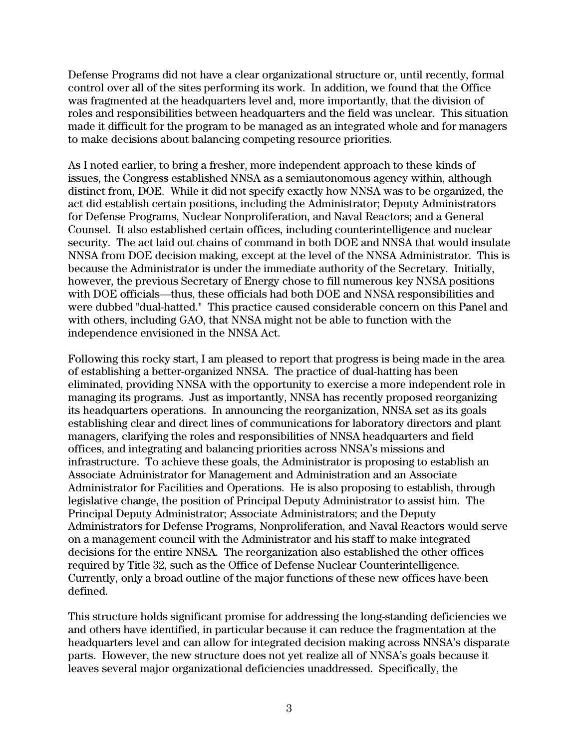Defense Programs did not have a clear organizational structure or, until recently, formal control over all of the sites performing its work. In addition, we found that the Office was fragmented at the headquarters level and, more importantly, that the division of roles and responsibilities between headquarters and the field was unclear. This situation made it difficult for the program to be managed as an integrated whole and for managers to make decisions about balancing competing resource priorities.

As I noted earlier, to bring a fresher, more independent approach to these kinds of issues, the Congress established NNSA as a semiautonomous agency within, although distinct from, DOE. While it did not specify exactly how NNSA was to be organized, the act did establish certain positions, including the Administrator; Deputy Administrators for Defense Programs, Nuclear Nonproliferation, and Naval Reactors; and a General Counsel. It also established certain offices, including counterintelligence and nuclear security. The act laid out chains of command in both DOE and NNSA that would insulate NNSA from DOE decision making, except at the level of the NNSA Administrator. This is because the Administrator is under the immediate authority of the Secretary. Initially, however, the previous Secretary of Energy chose to fill numerous key NNSA positions with DOE officials—thus, these officials had both DOE and NNSA responsibilities and were dubbed "dual-hatted." This practice caused considerable concern on this Panel and with others, including GAO, that NNSA might not be able to function with the independence envisioned in the NNSA Act.

Following this rocky start, I am pleased to report that progress is being made in the area of establishing a better-organized NNSA. The practice of dual-hatting has been eliminated, providing NNSA with the opportunity to exercise a more independent role in managing its programs. Just as importantly, NNSA has recently proposed reorganizing its headquarters operations. In announcing the reorganization, NNSA set as its goals establishing clear and direct lines of communications for laboratory directors and plant managers, clarifying the roles and responsibilities of NNSA headquarters and field offices, and integrating and balancing priorities across NNSA's missions and infrastructure. To achieve these goals, the Administrator is proposing to establish an Associate Administrator for Management and Administration and an Associate Administrator for Facilities and Operations. He is also proposing to establish, through legislative change, the position of Principal Deputy Administrator to assist him. The Principal Deputy Administrator; Associate Administrators; and the Deputy Administrators for Defense Programs, Nonproliferation, and Naval Reactors would serve on a management council with the Administrator and his staff to make integrated decisions for the entire NNSA. The reorganization also established the other offices required by Title 32, such as the Office of Defense Nuclear Counterintelligence. Currently, only a broad outline of the major functions of these new offices have been defined.

This structure holds significant promise for addressing the long-standing deficiencies we and others have identified, in particular because it can reduce the fragmentation at the headquarters level and can allow for integrated decision making across NNSA's disparate parts. However, the new structure does not yet realize all of NNSA's goals because it leaves several major organizational deficiencies unaddressed. Specifically, the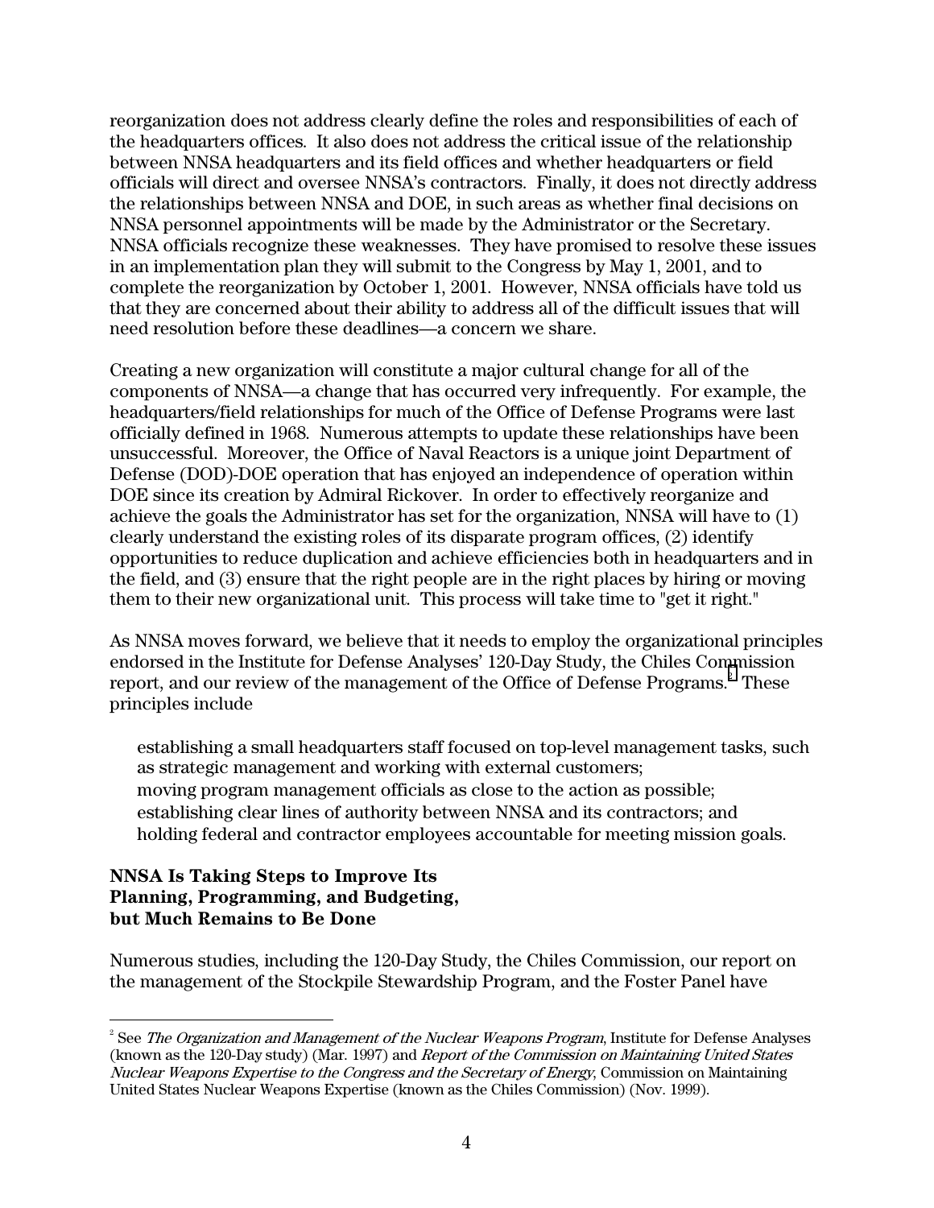reorganization does not address clearly define the roles and responsibilities of each of the headquarters offices. It also does not address the critical issue of the relationship between NNSA headquarters and its field offices and whether headquarters or field officials will direct and oversee NNSA's contractors. Finally, it does not directly address the relationships between NNSA and DOE, in such areas as whether final decisions on NNSA personnel appointments will be made by the Administrator or the Secretary. NNSA officials recognize these weaknesses. They have promised to resolve these issues in an implementation plan they will submit to the Congress by May 1, 2001, and to complete the reorganization by October 1, 2001. However, NNSA officials have told us that they are concerned about their ability to address all of the difficult issues that will need resolution before these deadlines—a concern we share.

Creating a new organization will constitute a major cultural change for all of the components of NNSA—a change that has occurred very infrequently. For example, the headquarters/field relationships for much of the Office of Defense Programs were last officially defined in 1968. Numerous attempts to update these relationships have been unsuccessful. Moreover, the Office of Naval Reactors is a unique joint Department of Defense (DOD)-DOE operation that has enjoyed an independence of operation within DOE since its creation by Admiral Rickover. In order to effectively reorganize and achieve the goals the Administrator has set for the organization, NNSA will have to (1) clearly understand the existing roles of its disparate program offices, (2) identify opportunities to reduce duplication and achieve efficiencies both in headquarters and in the field, and (3) ensure that the right people are in the right places by hiring or moving them to their new organizational unit. This process will take time to "get it right."

As NNSA moves forward, we believe that it needs to employ the organizational principles endorsed in the Institute for Defense Analyses' 120-Day Study, the Chiles Commission report, and our review of the management of the Office of Defense Programs.[2] These principles include

- establishing a small headquarters staff focused on top-level management tasks, such as strategic management and working with external customers;
- moving program management officials as close to the action as possible;
- establishing clear lines of authority between NNSA and its contractors; and
- holding federal and contractor employees accountable for meeting mission goals.

**NNSA Is Taking Steps to Improve Its Planning, Programming, and Budgeting, but Much Remains to Be Done**

Numerous studies, including the 120-Day Study, the Chiles Commission, our report on the management of the Stockpile Stewardship Program, and the Foster Panel have

---

[2] See *The Organization and Management of the Nuclear Weapons Program*, Institute for Defense Analyses (known as the 120-Day study) (Mar. 1997) and *Report of the Commission on Maintaining United States Nuclear Weapons Expertise to the Congress and the Secretary of Energy*, Commission on Maintaining United States Nuclear Weapons Expertise (known as the Chiles Commission) (Nov. 1999).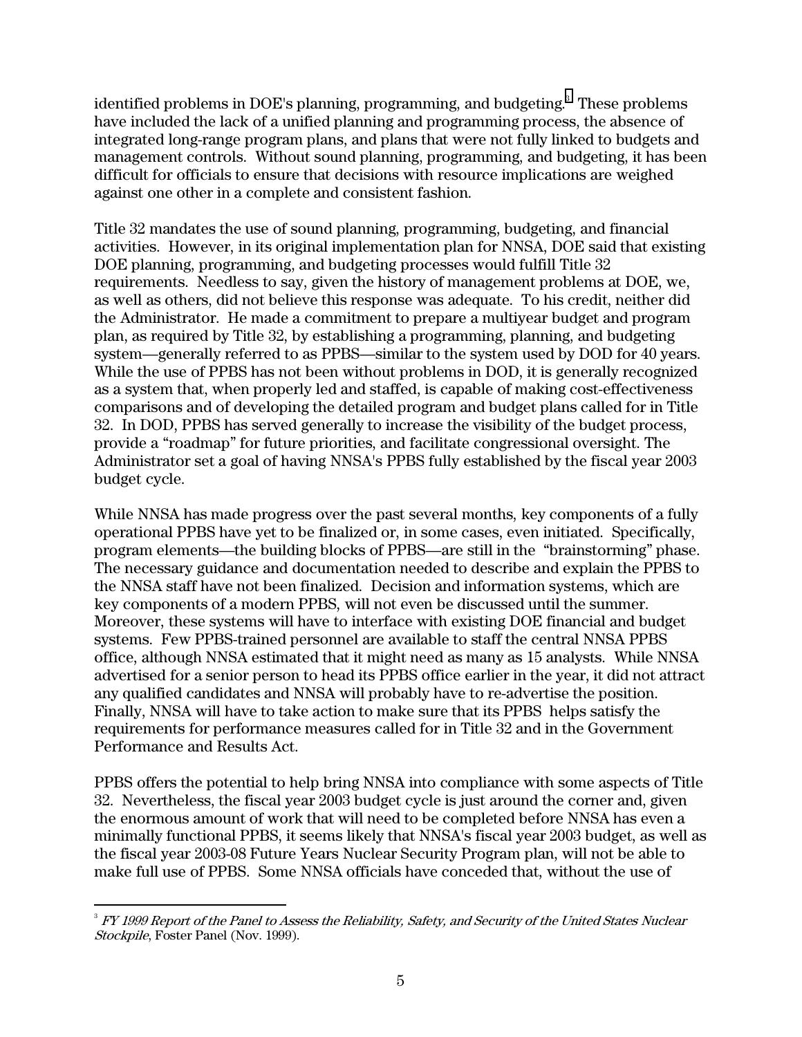identified problems in DOE's planning, programming, and budgeting.[3] These problems have included the lack of a unified planning and programming process, the absence of integrated long-range program plans, and plans that were not fully linked to budgets and management controls. Without sound planning, programming, and budgeting, it has been difficult for officials to ensure that decisions with resource implications are weighed against one other in a complete and consistent fashion.

Title 32 mandates the use of sound planning, programming, budgeting, and financial activities. However, in its original implementation plan for NNSA, DOE said that existing DOE planning, programming, and budgeting processes would fulfill Title 32 requirements. Needless to say, given the history of management problems at DOE, we, as well as others, did not believe this response was adequate. To his credit, neither did the Administrator. He made a commitment to prepare a multiyear budget and program plan, as required by Title 32, by establishing a programming, planning, and budgeting system—generally referred to as PPBS—similar to the system used by DOD for 40 years. While the use of PPBS has not been without problems in DOD, it is generally recognized as a system that, when properly led and staffed, is capable of making cost-effectiveness comparisons and of developing the detailed program and budget plans called for in Title 32. In DOD, PPBS has served generally to increase the visibility of the budget process, provide a "roadmap" for future priorities, and facilitate congressional oversight. The Administrator set a goal of having NNSA's PPBS fully established by the fiscal year 2003 budget cycle.

While NNSA has made progress over the past several months, key components of a fully operational PPBS have yet to be finalized or, in some cases, even initiated. Specifically, program elements—the building blocks of PPBS—are still in the "brainstorming" phase. The necessary guidance and documentation needed to describe and explain the PPBS to the NNSA staff have not been finalized. Decision and information systems, which are key components of a modern PPBS, will not even be discussed until the summer. Moreover, these systems will have to interface with existing DOE financial and budget systems. Few PPBS-trained personnel are available to staff the central NNSA PPBS office, although NNSA estimated that it might need as many as 15 analysts. While NNSA advertised for a senior person to head its PPBS office earlier in the year, it did not attract any qualified candidates and NNSA will probably have to re-advertise the position. Finally, NNSA will have to take action to make sure that its PPBS helps satisfy the requirements for performance measures called for in Title 32 and in the Government Performance and Results Act.

PPBS offers the potential to help bring NNSA into compliance with some aspects of Title 32. Nevertheless, the fiscal year 2003 budget cycle is just around the corner and, given the enormous amount of work that will need to be completed before NNSA has even a minimally functional PPBS, it seems likely that NNSA's fiscal year 2003 budget, as well as the fiscal year 2003-08 Future Years Nuclear Security Program plan, will not be able to make full use of PPBS. Some NNSA officials have conceded that, without the use of

---

[3] *FY 1999 Report of the Panel to Assess the Reliability, Safety, and Security of the United States Nuclear Stockpile*, Foster Panel (Nov. 1999).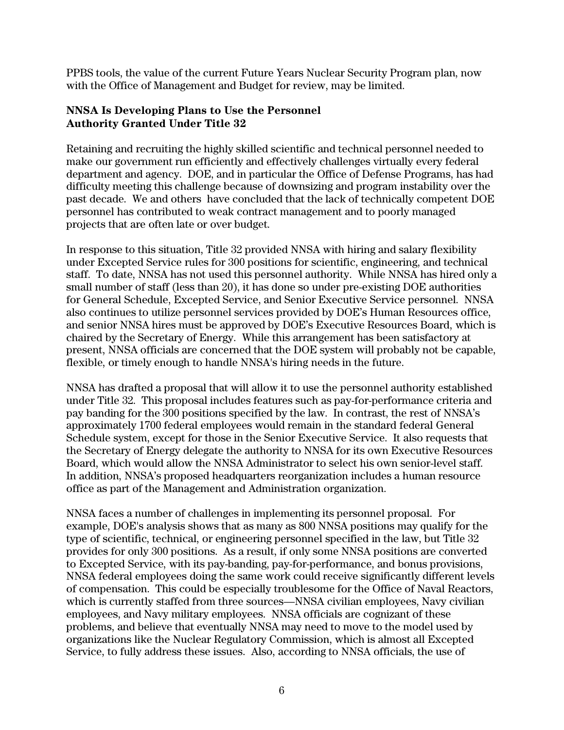PPBS tools, the value of the current Future Years Nuclear Security Program plan, now with the Office of Management and Budget for review, may be limited.

**NNSA Is Developing Plans to Use the Personnel Authority Granted Under Title 32**

Retaining and recruiting the highly skilled scientific and technical personnel needed to make our government run efficiently and effectively challenges virtually every federal department and agency. DOE, and in particular the Office of Defense Programs, has had difficulty meeting this challenge because of downsizing and program instability over the past decade. We and others have concluded that the lack of technically competent DOE personnel has contributed to weak contract management and to poorly managed projects that are often late or over budget.

In response to this situation, Title 32 provided NNSA with hiring and salary flexibility under Excepted Service rules for 300 positions for scientific, engineering, and technical staff. To date, NNSA has not used this personnel authority. While NNSA has hired only a small number of staff (less than 20), it has done so under pre-existing DOE authorities for General Schedule, Excepted Service, and Senior Executive Service personnel. NNSA also continues to utilize personnel services provided by DOE's Human Resources office, and senior NNSA hires must be approved by DOE's Executive Resources Board, which is chaired by the Secretary of Energy. While this arrangement has been satisfactory at present, NNSA officials are concerned that the DOE system will probably not be capable, flexible, or timely enough to handle NNSA's hiring needs in the future.

NNSA has drafted a proposal that will allow it to use the personnel authority established under Title 32. This proposal includes features such as pay-for-performance criteria and pay banding for the 300 positions specified by the law. In contrast, the rest of NNSA's approximately 1700 federal employees would remain in the standard federal General Schedule system, except for those in the Senior Executive Service. It also requests that the Secretary of Energy delegate the authority to NNSA for its own Executive Resources Board, which would allow the NNSA Administrator to select his own senior-level staff. In addition, NNSA's proposed headquarters reorganization includes a human resource office as part of the Management and Administration organization.

NNSA faces a number of challenges in implementing its personnel proposal. For example, DOE's analysis shows that as many as 800 NNSA positions may qualify for the type of scientific, technical, or engineering personnel specified in the law, but Title 32 provides for only 300 positions. As a result, if only some NNSA positions are converted to Excepted Service, with its pay-banding, pay-for-performance, and bonus provisions, NNSA federal employees doing the same work could receive significantly different levels of compensation. This could be especially troublesome for the Office of Naval Reactors, which is currently staffed from three sources—NNSA civilian employees, Navy civilian employees, and Navy military employees. NNSA officials are cognizant of these problems, and believe that eventually NNSA may need to move to the model used by organizations like the Nuclear Regulatory Commission, which is almost all Excepted Service, to fully address these issues. Also, according to NNSA officials, the use of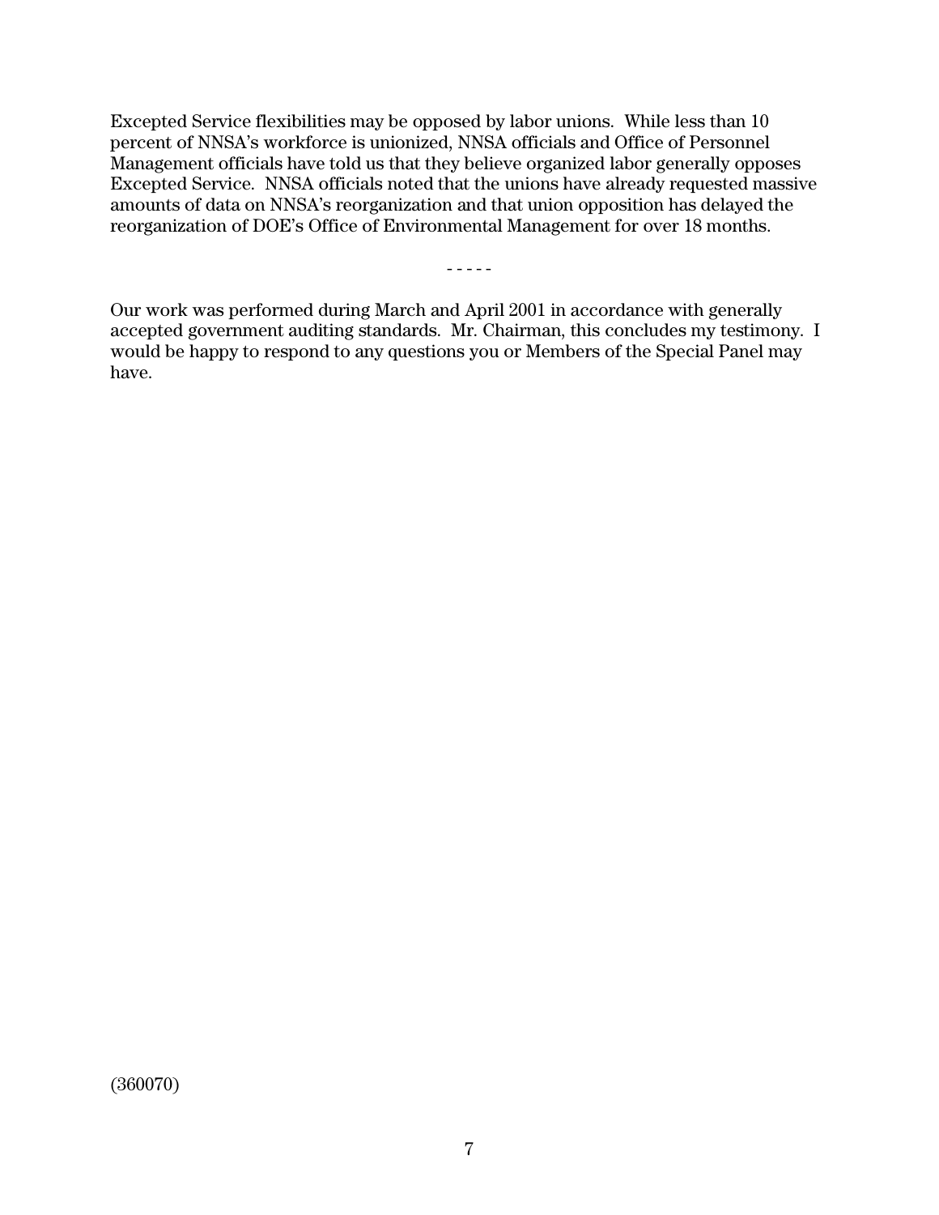Excepted Service flexibilities may be opposed by labor unions. While less than 10 percent of NNSA's workforce is unionized, NNSA officials and Office of Personnel Management officials have told us that they believe organized labor generally opposes Excepted Service. NNSA officials noted that the unions have already requested massive amounts of data on NNSA's reorganization and that union opposition has delayed the reorganization of DOE's Office of Environmental Management for over 18 months.

- - - - -

Our work was performed during March and April 2001 in accordance with generally accepted government auditing standards. Mr. Chairman, this concludes my testimony. I would be happy to respond to any questions you or Members of the Special Panel may have.

(360070)